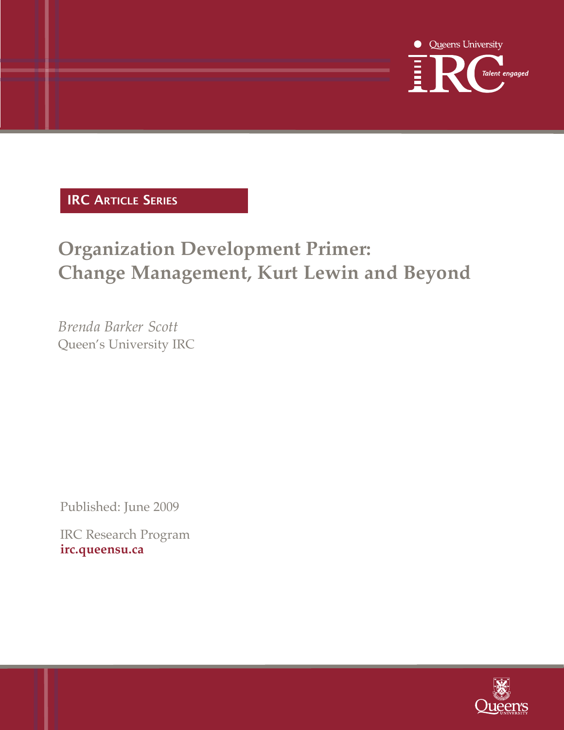Queen's University IRC *Talent engaged*

**IRC Article Series**

# Organization Development Primer: Change Management, Kurt Lewin and Beyond

*Brenda Barker Scott*
Queen's University IRC

Published: June 2009

IRC Research Program
**irc.queensu.ca**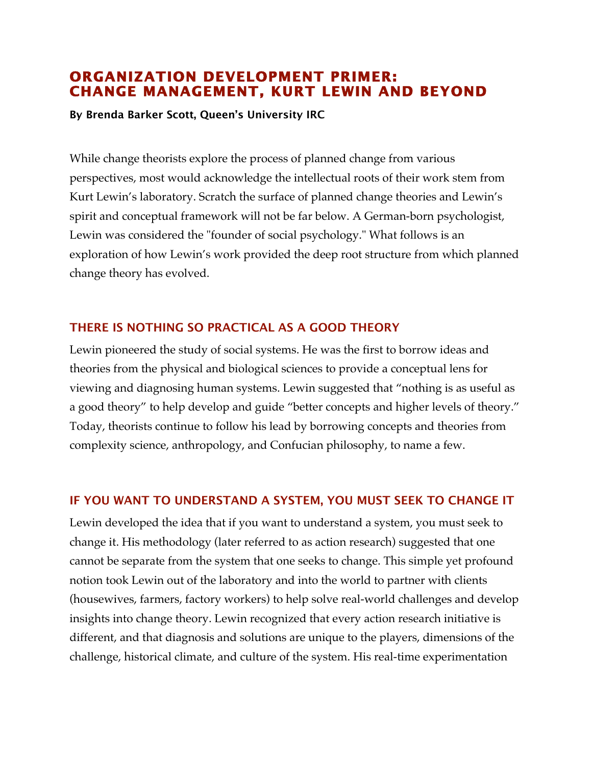# ORGANIZATION DEVELOPMENT PRIMER: CHANGE MANAGEMENT, KURT LEWIN AND BEYOND

**By Brenda Barker Scott, Queen's University IRC**

While change theorists explore the process of planned change from various perspectives, most would acknowledge the intellectual roots of their work stem from Kurt Lewin's laboratory. Scratch the surface of planned change theories and Lewin's spirit and conceptual framework will not be far below. A German-born psychologist, Lewin was considered the "founder of social psychology." What follows is an exploration of how Lewin's work provided the deep root structure from which planned change theory has evolved.

## THERE IS NOTHING SO PRACTICAL AS A GOOD THEORY

Lewin pioneered the study of social systems. He was the first to borrow ideas and theories from the physical and biological sciences to provide a conceptual lens for viewing and diagnosing human systems. Lewin suggested that "nothing is as useful as a good theory" to help develop and guide "better concepts and higher levels of theory." Today, theorists continue to follow his lead by borrowing concepts and theories from complexity science, anthropology, and Confucian philosophy, to name a few.

## IF YOU WANT TO UNDERSTAND A SYSTEM, YOU MUST SEEK TO CHANGE IT

Lewin developed the idea that if you want to understand a system, you must seek to change it. His methodology (later referred to as action research) suggested that one cannot be separate from the system that one seeks to change. This simple yet profound notion took Lewin out of the laboratory and into the world to partner with clients (housewives, farmers, factory workers) to help solve real-world challenges and develop insights into change theory. Lewin recognized that every action research initiative is different, and that diagnosis and solutions are unique to the players, dimensions of the challenge, historical climate, and culture of the system. His real-time experimentation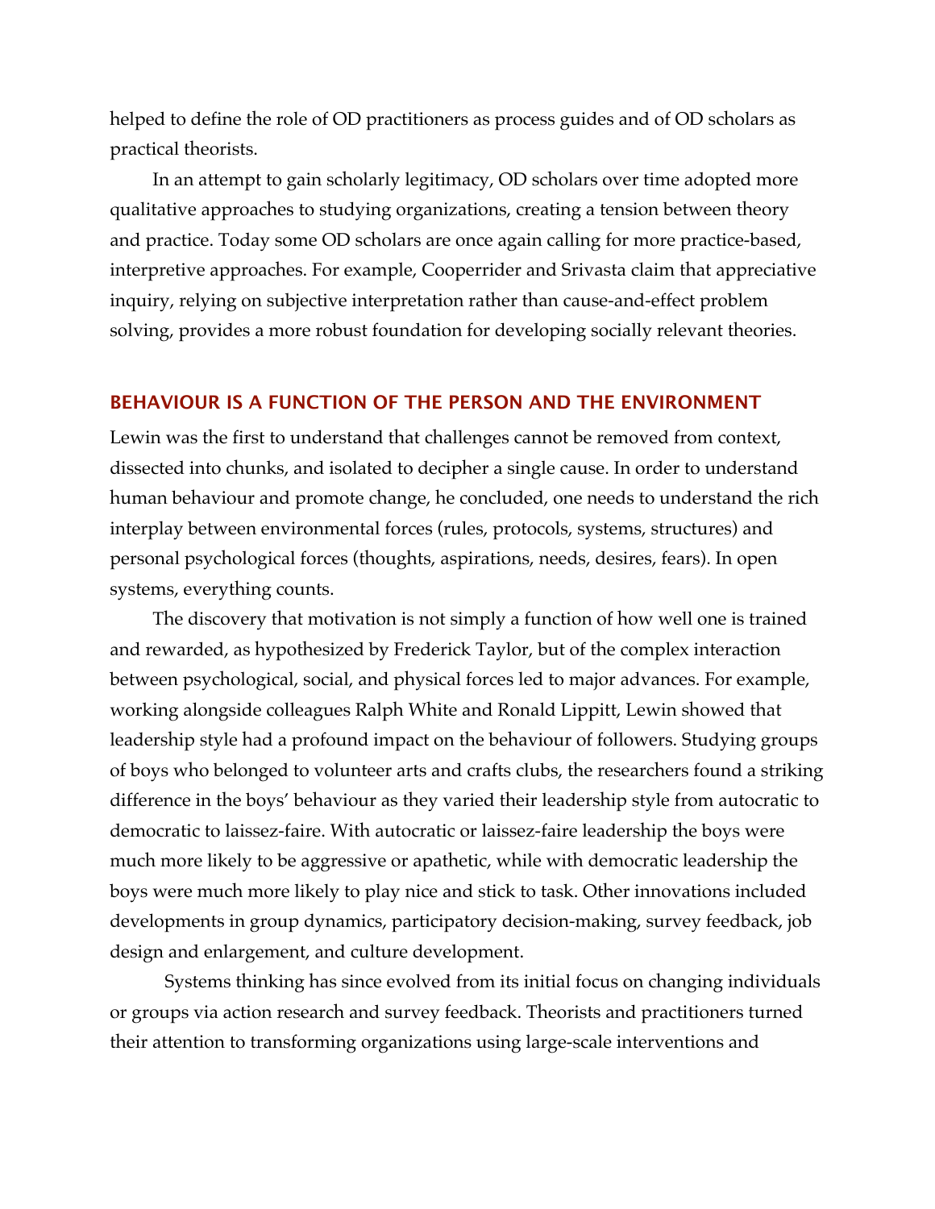helped to define the role of OD practitioners as process guides and of OD scholars as practical theorists.

In an attempt to gain scholarly legitimacy, OD scholars over time adopted more qualitative approaches to studying organizations, creating a tension between theory and practice. Today some OD scholars are once again calling for more practice-based, interpretive approaches. For example, Cooperrider and Srivasta claim that appreciative inquiry, relying on subjective interpretation rather than cause-and-effect problem solving, provides a more robust foundation for developing socially relevant theories.

## BEHAVIOUR IS A FUNCTION OF THE PERSON AND THE ENVIRONMENT

Lewin was the first to understand that challenges cannot be removed from context, dissected into chunks, and isolated to decipher a single cause. In order to understand human behaviour and promote change, he concluded, one needs to understand the rich interplay between environmental forces (rules, protocols, systems, structures) and personal psychological forces (thoughts, aspirations, needs, desires, fears). In open systems, everything counts.

The discovery that motivation is not simply a function of how well one is trained and rewarded, as hypothesized by Frederick Taylor, but of the complex interaction between psychological, social, and physical forces led to major advances. For example, working alongside colleagues Ralph White and Ronald Lippitt, Lewin showed that leadership style had a profound impact on the behaviour of followers. Studying groups of boys who belonged to volunteer arts and crafts clubs, the researchers found a striking difference in the boys' behaviour as they varied their leadership style from autocratic to democratic to laissez-faire. With autocratic or laissez-faire leadership the boys were much more likely to be aggressive or apathetic, while with democratic leadership the boys were much more likely to play nice and stick to task. Other innovations included developments in group dynamics, participatory decision-making, survey feedback, job design and enlargement, and culture development.

Systems thinking has since evolved from its initial focus on changing individuals or groups via action research and survey feedback. Theorists and practitioners turned their attention to transforming organizations using large-scale interventions and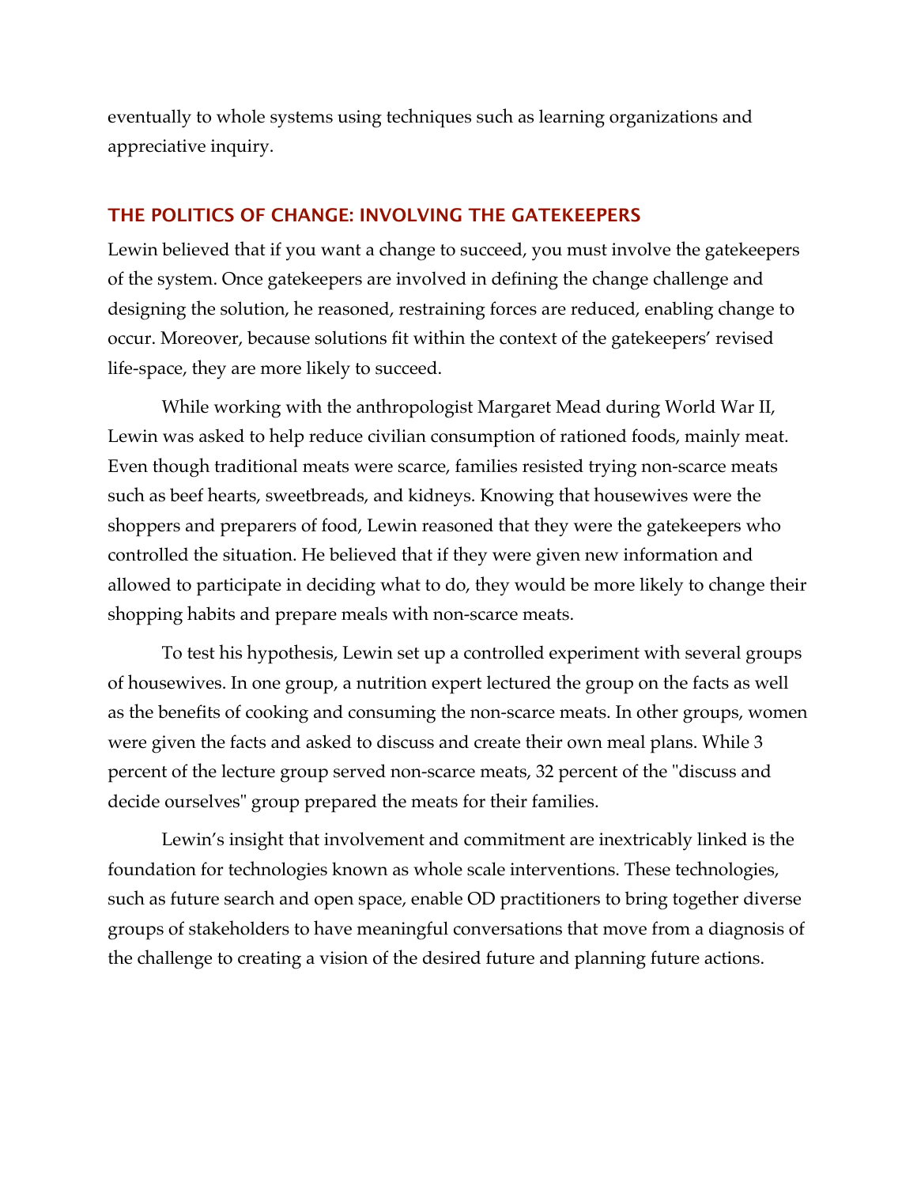eventually to whole systems using techniques such as learning organizations and appreciative inquiry.

## THE POLITICS OF CHANGE: INVOLVING THE GATEKEEPERS

Lewin believed that if you want a change to succeed, you must involve the gatekeepers of the system. Once gatekeepers are involved in defining the change challenge and designing the solution, he reasoned, restraining forces are reduced, enabling change to occur. Moreover, because solutions fit within the context of the gatekeepers' revised life-space, they are more likely to succeed.

While working with the anthropologist Margaret Mead during World War II, Lewin was asked to help reduce civilian consumption of rationed foods, mainly meat. Even though traditional meats were scarce, families resisted trying non-scarce meats such as beef hearts, sweetbreads, and kidneys. Knowing that housewives were the shoppers and preparers of food, Lewin reasoned that they were the gatekeepers who controlled the situation. He believed that if they were given new information and allowed to participate in deciding what to do, they would be more likely to change their shopping habits and prepare meals with non-scarce meats.

To test his hypothesis, Lewin set up a controlled experiment with several groups of housewives. In one group, a nutrition expert lectured the group on the facts as well as the benefits of cooking and consuming the non-scarce meats. In other groups, women were given the facts and asked to discuss and create their own meal plans. While 3 percent of the lecture group served non-scarce meats, 32 percent of the "discuss and decide ourselves" group prepared the meats for their families.

Lewin's insight that involvement and commitment are inextricably linked is the foundation for technologies known as whole scale interventions. These technologies, such as future search and open space, enable OD practitioners to bring together diverse groups of stakeholders to have meaningful conversations that move from a diagnosis of the challenge to creating a vision of the desired future and planning future actions.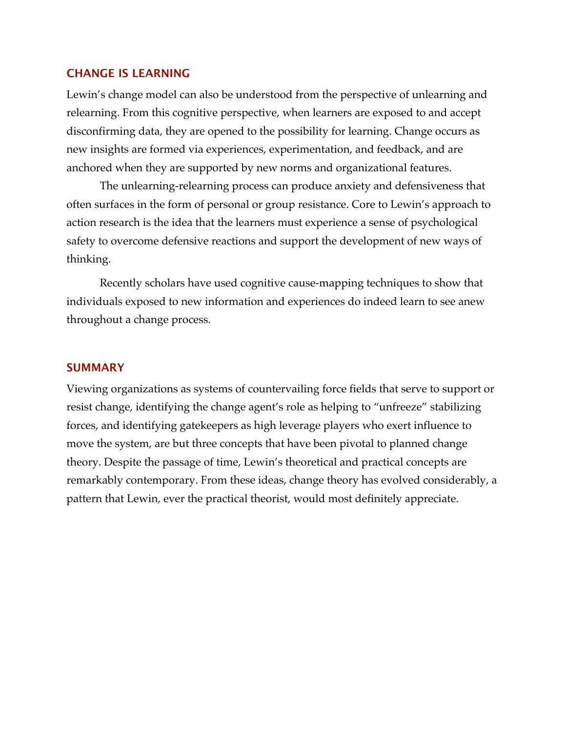## CHANGE IS LEARNING

Lewin's change model can also be understood from the perspective of unlearning and relearning. From this cognitive perspective, when learners are exposed to and accept disconfirming data, they are opened to the possibility for learning. Change occurs as new insights are formed via experiences, experimentation, and feedback, and are anchored when they are supported by new norms and organizational features.

The unlearning-relearning process can produce anxiety and defensiveness that often surfaces in the form of personal or group resistance. Core to Lewin's approach to action research is the idea that the learners must experience a sense of psychological safety to overcome defensive reactions and support the development of new ways of thinking.

Recently scholars have used cognitive cause-mapping techniques to show that individuals exposed to new information and experiences do indeed learn to see anew throughout a change process.

## SUMMARY

Viewing organizations as systems of countervailing force fields that serve to support or resist change, identifying the change agent's role as helping to "unfreeze" stabilizing forces, and identifying gatekeepers as high leverage players who exert influence to move the system, are but three concepts that have been pivotal to planned change theory. Despite the passage of time, Lewin's theoretical and practical concepts are remarkably contemporary. From these ideas, change theory has evolved considerably, a pattern that Lewin, ever the practical theorist, would most definitely appreciate.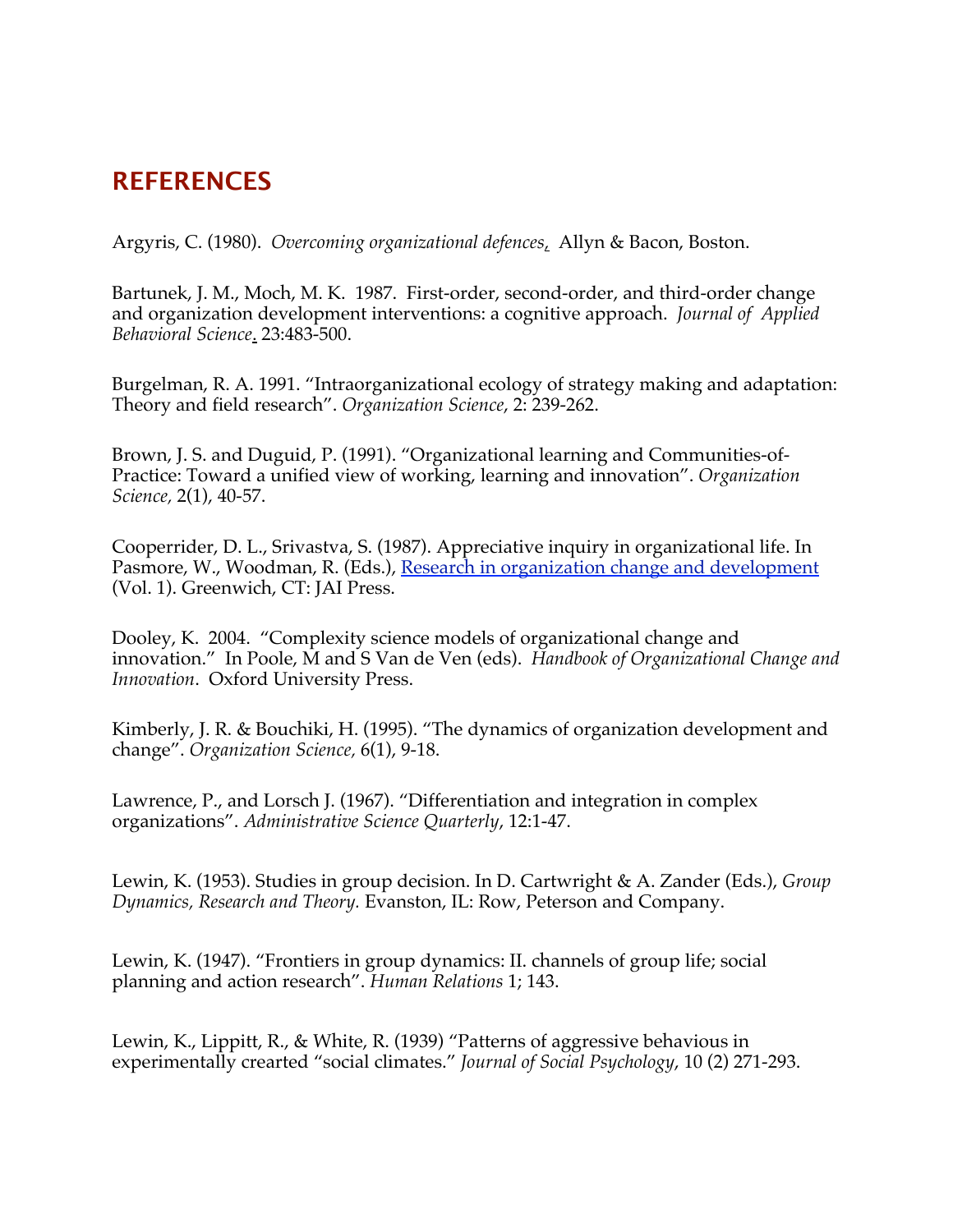## REFERENCES

Argyris, C. (1980). *Overcoming organizational defences*, Allyn & Bacon, Boston.

Bartunek, J. M., Moch, M. K. 1987. First-order, second-order, and third-order change and organization development interventions: a cognitive approach. *Journal of Applied Behavioral Science*. 23:483-500.

Burgelman, R. A. 1991. "Intraorganizational ecology of strategy making and adaptation: Theory and field research". *Organization Science*, 2: 239-262.

Brown, J. S. and Duguid, P. (1991). "Organizational learning and Communities-of-Practice: Toward a unified view of working, learning and innovation". *Organization Science*, 2(1), 40-57.

Cooperrider, D. L., Srivastva, S. (1987). Appreciative inquiry in organizational life. In Pasmore, W., Woodman, R. (Eds.), Research in organization change and development (Vol. 1). Greenwich, CT: JAI Press.

Dooley, K. 2004. "Complexity science models of organizational change and innovation." In Poole, M and S Van de Ven (eds). *Handbook of Organizational Change and Innovation*. Oxford University Press.

Kimberly, J. R. & Bouchiki, H. (1995). "The dynamics of organization development and change". *Organization Science*, 6(1), 9-18.

Lawrence, P., and Lorsch J. (1967). "Differentiation and integration in complex organizations". *Administrative Science Quarterly*, 12:1-47.

Lewin, K. (1953). Studies in group decision. In D. Cartwright & A. Zander (Eds.), *Group Dynamics, Research and Theory.* Evanston, IL: Row, Peterson and Company.

Lewin, K. (1947). "Frontiers in group dynamics: II. channels of group life; social planning and action research". *Human Relations* 1; 143.

Lewin, K., Lippitt, R., & White, R. (1939) "Patterns of aggressive behavious in experimentally crearted "social climates." *Journal of Social Psychology*, 10 (2) 271-293.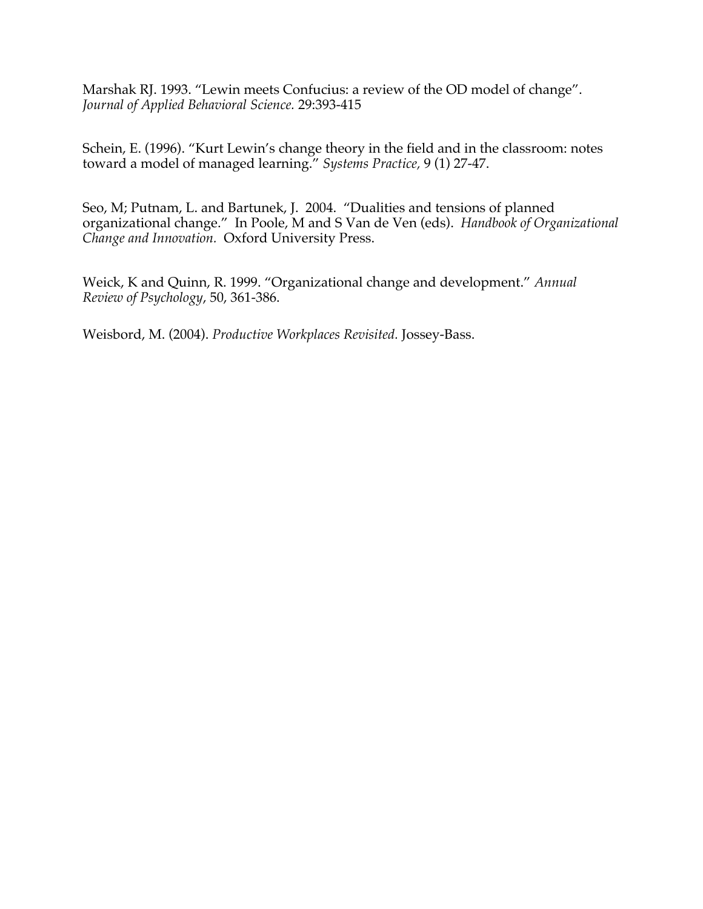Marshak RJ. 1993. "Lewin meets Confucius: a review of the OD model of change". *Journal of Applied Behavioral Science.* 29:393-415

Schein, E. (1996). "Kurt Lewin's change theory in the field and in the classroom: notes toward a model of managed learning." *Systems Practice,* 9 (1) 27-47.

Seo, M; Putnam, L. and Bartunek, J. 2004. "Dualities and tensions of planned organizational change." In Poole, M and S Van de Ven (eds). *Handbook of Organizational Change and Innovation.* Oxford University Press.

Weick, K and Quinn, R. 1999. "Organizational change and development." *Annual Review of Psychology*, 50, 361-386.

Weisbord, M. (2004). *Productive Workplaces Revisited.* Jossey-Bass.